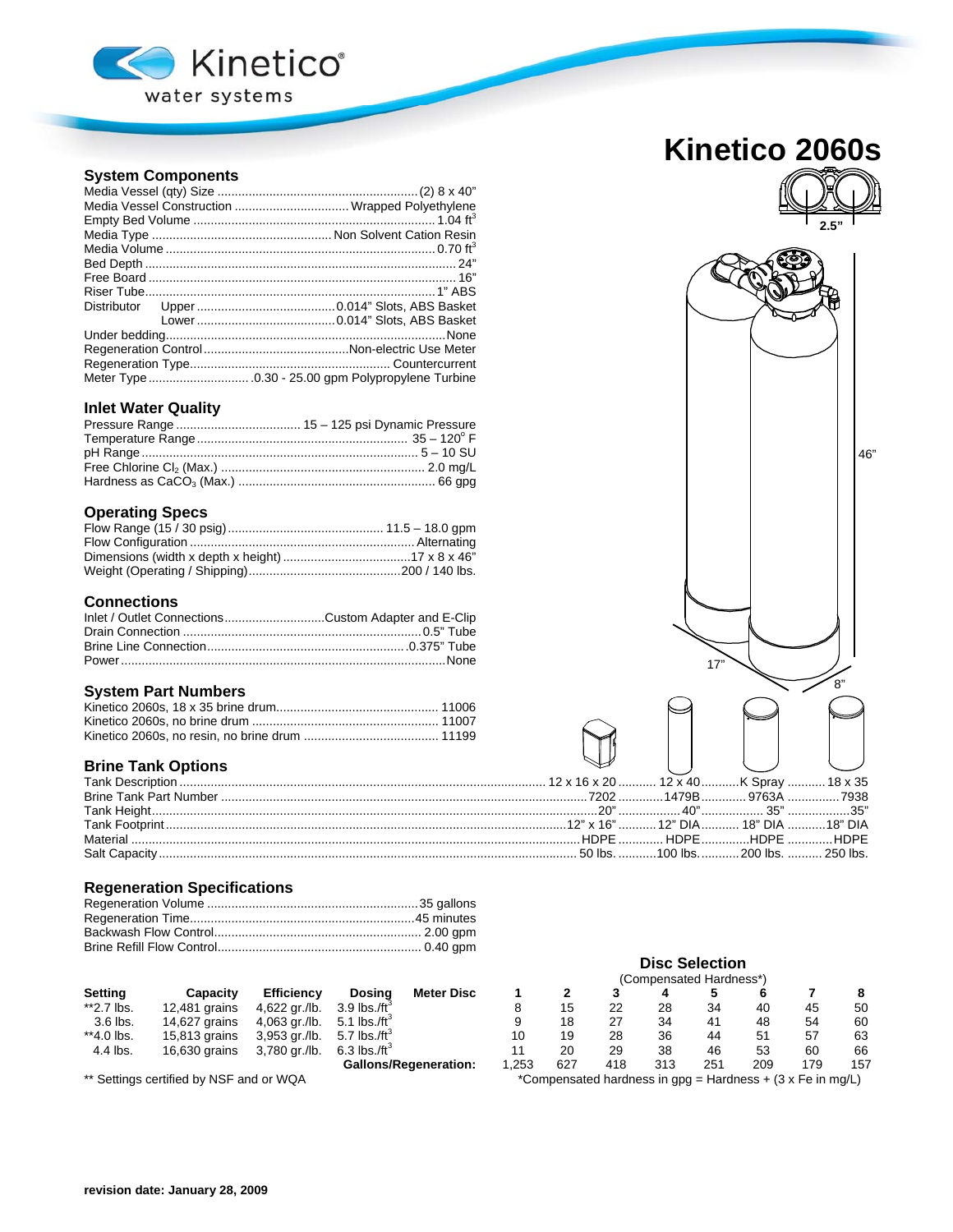Kinetico® water systems

# Kinetico 2060s

## System Components

| | |
|---|---|
| Media Vessel (qty) Size | (2) 8 x 40" |
| Media Vessel Construction | Wrapped Polyethylene |
| Empty Bed Volume | 1.04 $ft^3$ |
| Media Type | Non Solvent Cation Resin |
| Media Volume | 0.70 $ft^3$ |
| Bed Depth | 24" |
| Free Board | 16" |
| Riser Tube | 1" ABS |
| Distributor Upper | 0.014" Slots, ABS Basket |
| Distributor Lower | 0.014" Slots, ABS Basket |
| Under bedding | None |
| Regeneration Control | Non-electric Use Meter |
| Regeneration Type | Countercurrent |
| Meter Type | 0.30 - 25.00 gpm Polypropylene Turbine |

## Inlet Water Quality

| | |
|---|---|
| Pressure Range | 15 – 125 psi Dynamic Pressure |
| Temperature Range | 35 – 120° F |
| pH Range | 5 – 10 SU |
| Free Chlorine $Cl_2$ (Max.) | 2.0 mg/L |
| Hardness as $CaCO_3$ (Max.) | 66 gpg |

## Operating Specs

| | |
|---|---|
| Flow Range (15 / 30 psig) | 11.5 – 18.0 gpm |
| Flow Configuration | Alternating |
| Dimensions (width x depth x height) | 17 x 8 x 46" |
| Weight (Operating / Shipping) | 200 / 140 lbs. |

## Connections

| | |
|---|---|
| Inlet / Outlet Connections | Custom Adapter and E-Clip |
| Drain Connection | 0.5" Tube |
| Brine Line Connection | 0.375" Tube |
| Power | None |

## System Part Numbers

| | |
|---|---|
| Kinetico 2060s, 18 x 35 brine drum | 11006 |
| Kinetico 2060s, no brine drum | 11007 |
| Kinetico 2060s, no resin, no brine drum | 11199 |

2.5"

46"

17"

8"

## Brine Tank Options

| Tank Description | 12 x 16 x 20 | 12 x 40 | K Spray | 18 x 35 |
|---|---|---|---|---|
| Brine Tank Part Number | 7202 | 1479B | 9763A | 7938 |
| Tank Height | 20" | 40" | 35" | 35" |
| Tank Footprint | 12" x 16" | 12" DIA | 18" DIA | 18" DIA |
| Material | HDPE | HDPE | HDPE | HDPE |
| Salt Capacity | 50 lbs. | 100 lbs. | 200 lbs. | 250 lbs. |

## Regeneration Specifications

| | |
|---|---|
| Regeneration Volume | 35 gallons |
| Regeneration Time | 45 minutes |
| Backwash Flow Control | 2.00 gpm |
| Brine Refill Flow Control | 0.40 gpm |

**Disc Selection** (Compensated Hardness*)

| Setting | Capacity | Efficiency | Dosing | Meter Disc | 1 | 2 | 3 | 4 | 5 | 6 | 7 | 8 |
|---|---|---|---|---|---|---|---|---|---|---|---|---|
| **2.7 lbs. | 12,481 grains | 4,622 gr./lb. | 3.9 lbs./$ft^3$ | | 8 | 15 | 22 | 28 | 34 | 40 | 45 | 50 |
| 3.6 lbs. | 14,627 grains | 4,063 gr./lb. | 5.1 lbs./$ft^3$ | | 9 | 18 | 27 | 34 | 41 | 48 | 54 | 60 |
| **4.0 lbs. | 15,813 grains | 3,953 gr./lb. | 5.7 lbs./$ft^3$ | | 10 | 19 | 28 | 36 | 44 | 51 | 57 | 63 |
| 4.4 lbs. | 16,630 grains | 3,780 gr./lb. | 6.3 lbs./$ft^3$ | | 11 | 20 | 29 | 38 | 46 | 53 | 60 | 66 |
| | | | **Gallons/Regeneration:** | | 1,253 | 627 | 418 | 313 | 251 | 209 | 179 | 157 |

** Settings certified by NSF and or WQA

*Compensated hardness in gpg = Hardness + (3 x Fe in mg/L)

**revision date: January 28, 2009**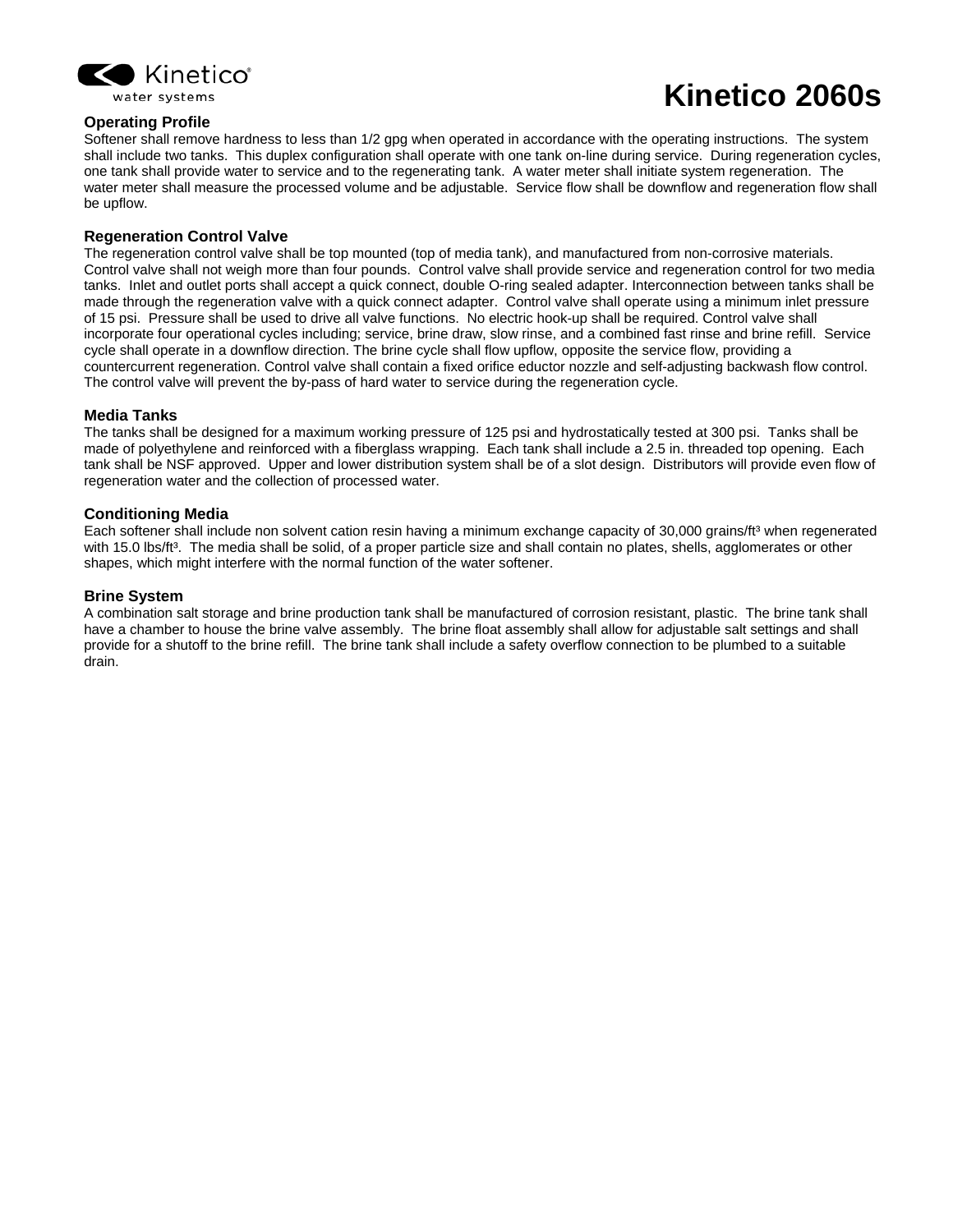# Kinetico 2060s

## Operating Profile

Softener shall remove hardness to less than 1/2 gpg when operated in accordance with the operating instructions. The system shall include two tanks. This duplex configuration shall operate with one tank on-line during service. During regeneration cycles, one tank shall provide water to service and to the regenerating tank. A water meter shall initiate system regeneration. The water meter shall measure the processed volume and be adjustable. Service flow shall be downflow and regeneration flow shall be upflow.

## Regeneration Control Valve

The regeneration control valve shall be top mounted (top of media tank), and manufactured from non-corrosive materials. Control valve shall not weigh more than four pounds. Control valve shall provide service and regeneration control for two media tanks. Inlet and outlet ports shall accept a quick connect, double O-ring sealed adapter. Interconnection between tanks shall be made through the regeneration valve with a quick connect adapter. Control valve shall operate using a minimum inlet pressure of 15 psi. Pressure shall be used to drive all valve functions. No electric hook-up shall be required. Control valve shall incorporate four operational cycles including; service, brine draw, slow rinse, and a combined fast rinse and brine refill. Service cycle shall operate in a downflow direction. The brine cycle shall flow upflow, opposite the service flow, providing a countercurrent regeneration. Control valve shall contain a fixed orifice eductor nozzle and self-adjusting backwash flow control. The control valve will prevent the by-pass of hard water to service during the regeneration cycle.

## Media Tanks

The tanks shall be designed for a maximum working pressure of 125 psi and hydrostatically tested at 300 psi. Tanks shall be made of polyethylene and reinforced with a fiberglass wrapping. Each tank shall include a 2.5 in. threaded top opening. Each tank shall be NSF approved. Upper and lower distribution system shall be of a slot design. Distributors will provide even flow of regeneration water and the collection of processed water.

## Conditioning Media

Each softener shall include non solvent cation resin having a minimum exchange capacity of 30,000 grains/ft$^3$ when regenerated with 15.0 lbs/ft$^3$. The media shall be solid, of a proper particle size and shall contain no plates, shells, agglomerates or other shapes, which might interfere with the normal function of the water softener.

## Brine System

A combination salt storage and brine production tank shall be manufactured of corrosion resistant, plastic. The brine tank shall have a chamber to house the brine valve assembly. The brine float assembly shall allow for adjustable salt settings and shall provide for a shutoff to the brine refill. The brine tank shall include a safety overflow connection to be plumbed to a suitable drain.